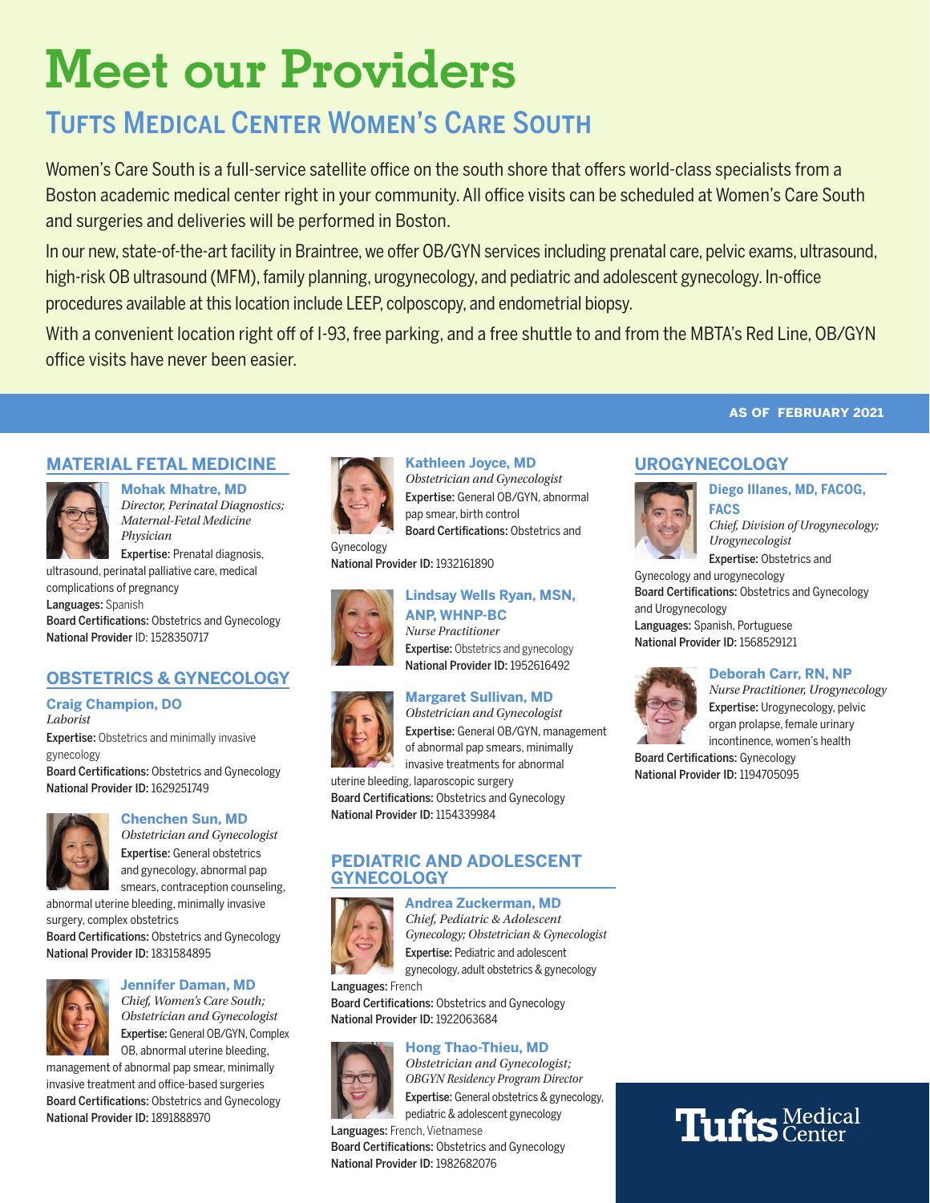# Meet our Providers

## Tufts Medical Center Women's Care South

Women's Care South is a full-service satellite office on the south shore that offers world-class specialists from a Boston academic medical center right in your community. All office visits can be scheduled at Women's Care South and surgeries and deliveries will be performed in Boston.

In our new, state-of-the-art facility in Braintree, we offer OB/GYN services including prenatal care, pelvic exams, ultrasound, high-risk OB ultrasound (MFM), family planning, urogynecology, and pediatric and adolescent gynecology. In-office procedures available at this location include LEEP, colposcopy, and endometrial biopsy.

With a convenient location right off of I-93, free parking, and a free shuttle to and from the MBTA's Red Line, OB/GYN office visits have never been easier.

**AS OF FEBRUARY 2021**

### MATERIAL FETAL MEDICINE

**Mohak Mhatre, MD**
*Director, Perinatal Diagnostics; Maternal-Fetal Medicine Physician*
**Expertise:** Prenatal diagnosis, ultrasound, perinatal palliative care, medical complications of pregnancy
**Languages:** Spanish
**Board Certifications:** Obstetrics and Gynecology
**National Provider** ID: 1528350717

### OBSTETRICS & GYNECOLOGY

**Craig Champion, DO**
*Laborist*
**Expertise:** Obstetrics and minimally invasive gynecology
**Board Certifications:** Obstetrics and Gynecology
**National Provider ID:** 1629251749

**Chenchen Sun, MD**
*Obstetrician and Gynecologist*
**Expertise:** General obstetrics and gynecology, abnormal pap smears, contraception counseling, abnormal uterine bleeding, minimally invasive surgery, complex obstetrics
**Board Certifications:** Obstetrics and Gynecology
**National Provider ID:** 1831584895

**Jennifer Daman, MD**
*Chief, Women's Care South; Obstetrician and Gynecologist*
**Expertise:** General OB/GYN, Complex OB, abnormal uterine bleeding, management of abnormal pap smear, minimally invasive treatment and office-based surgeries
**Board Certifications:** Obstetrics and Gynecology
**National Provider ID:** 1891888970

**Kathleen Joyce, MD**
*Obstetrician and Gynecologist*
**Expertise:** General OB/GYN, abnormal pap smear, birth control
**Board Certifications:** Obstetrics and Gynecology
**National Provider ID:** 1932161890

**Lindsay Wells Ryan, MSN, ANP, WHNP-BC**
*Nurse Practitioner*
**Expertise:** Obstetrics and gynecology
**National Provider ID:** 1952616492

**Margaret Sullivan, MD**
*Obstetrician and Gynecologist*
**Expertise:** General OB/GYN, management of abnormal pap smears, minimally invasive treatments for abnormal uterine bleeding, laparoscopic surgery
**Board Certifications:** Obstetrics and Gynecology
**National Provider ID:** 1154339984

### PEDIATRIC AND ADOLESCENT GYNECOLOGY

**Andrea Zuckerman, MD**
*Chief, Pediatric & Adolescent Gynecology; Obstetrician & Gynecologist*
**Expertise:** Pediatric and adolescent gynecology, adult obstetrics & gynecology
**Languages:** French
**Board Certifications:** Obstetrics and Gynecology
**National Provider ID:** 1922063684

**Hong Thao-Thieu, MD**
*Obstetrician and Gynecologist; OBGYN Residency Program Director*
**Expertise:** General obstetrics & gynecology, pediatric & adolescent gynecology
**Languages:** French, Vietnamese
**Board Certifications:** Obstetrics and Gynecology
**National Provider ID:** 1982682076

### UROGYNECOLOGY

**Diego Illanes, MD, FACOG, FACS**
*Chief, Division of Urogynecology; Urogynecologist*
**Expertise:** Obstetrics and Gynecology and urogynecology
**Board Certifications:** Obstetrics and Gynecology and Urogynecology
**Languages:** Spanish, Portuguese
**National Provider ID:** 1568529121

**Deborah Carr, RN, NP**
*Nurse Practitioner, Urogynecology*
**Expertise:** Urogynecology, pelvic organ prolapse, female urinary incontinence, women's health
**Board Certifications:** Gynecology
**National Provider ID:** 1194705095

Tufts Medical Center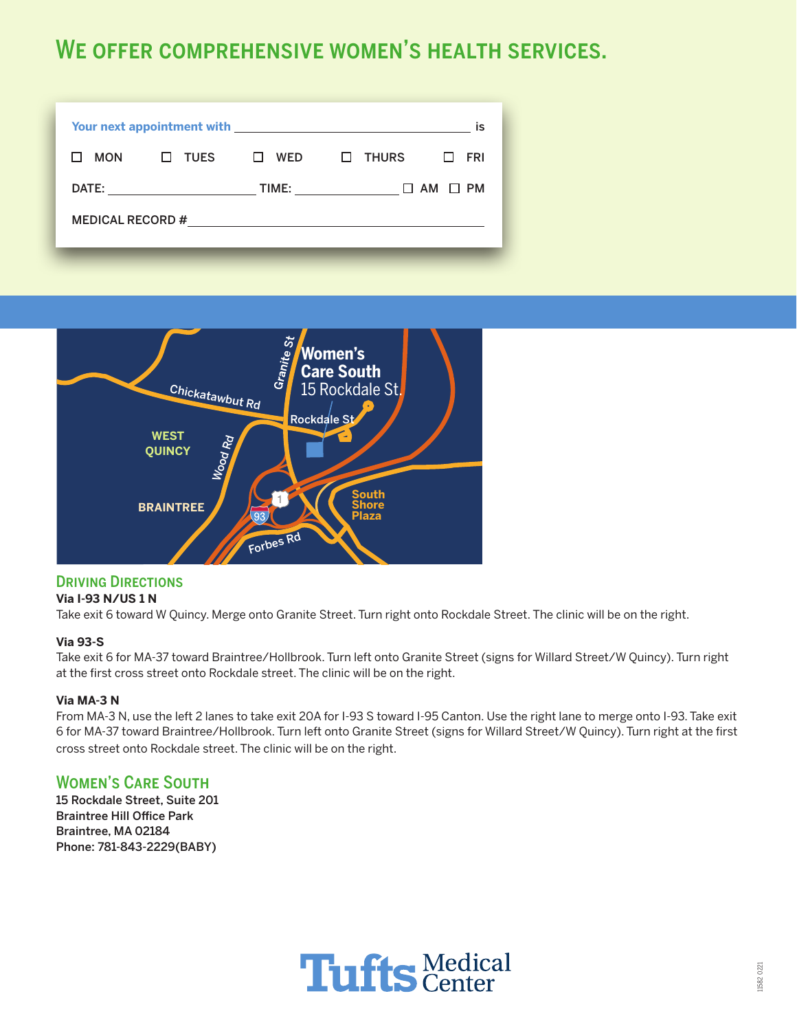## WE OFFER COMPREHENSIVE WOMEN'S HEALTH SERVICES.

Your next appointment with ______________________________ is

☐ MON ☐ TUES ☐ WED ☐ THURS ☐ FRI

DATE: ____________________ TIME: ______________ ☐ AM ☐ PM

MEDICAL RECORD # ______________________________________

Women's Care South
15 Rockdale St.

Chickatawbut Rd
Granite St
Rockdale St
WEST QUINCY
Wood Rd
BRAINTREE
1
93
South Shore Plaza
Forbes Rd

## DRIVING DIRECTIONS

**Via I-93 N/US 1 N**

Take exit 6 toward W Quincy. Merge onto Granite Street. Turn right onto Rockdale Street. The clinic will be on the right.

**Via 93-S**

Take exit 6 for MA-37 toward Braintree/Hollbrook. Turn left onto Granite Street (signs for Willard Street/W Quincy). Turn right at the first cross street onto Rockdale street. The clinic will be on the right.

**Via MA-3 N**

From MA-3 N, use the left 2 lanes to take exit 20A for I-93 S toward I-95 Canton. Use the right lane to merge onto I-93. Take exit 6 for MA-37 toward Braintree/Hollbrook. Turn left onto Granite Street (signs for Willard Street/W Quincy). Turn right at the first cross street onto Rockdale street. The clinic will be on the right.

## WOMEN'S CARE SOUTH

**15 Rockdale Street, Suite 201**
**Braintree Hill Office Park**
**Braintree, MA 02184**
**Phone: 781-843-2229(BABY)**

Tufts Medical Center

11582 0221